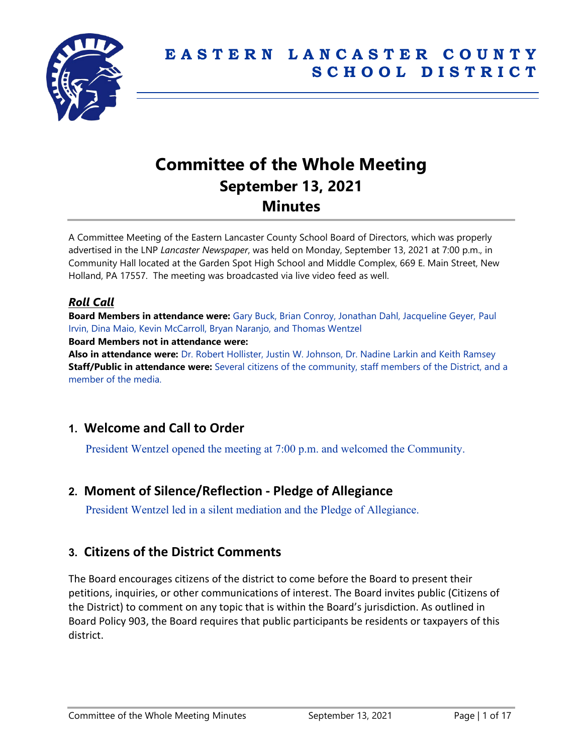# EASTERN LANCASTER COUNTY SCHOOL DISTRICT

# Committee of the Whole Meeting
## September 13, 2021
## Minutes

A Committee Meeting of the Eastern Lancaster County School Board of Directors, which was properly advertised in the LNP *Lancaster Newspaper*, was held on Monday, September 13, 2021 at 7:00 p.m., in Community Hall located at the Garden Spot High School and Middle Complex, 669 E. Main Street, New Holland, PA 17557. The meeting was broadcasted via live video feed as well.

### *Roll Call*

**Board Members in attendance were:** Gary Buck, Brian Conroy, Jonathan Dahl, Jacqueline Geyer, Paul Irvin, Dina Maio, Kevin McCarroll, Bryan Naranjo, and Thomas Wentzel

**Board Members not in attendance were:**

**Also in attendance were:** Dr. Robert Hollister, Justin W. Johnson, Dr. Nadine Larkin and Keith Ramsey

**Staff/Public in attendance were:** Several citizens of the community, staff members of the District, and a member of the media.

## 1. Welcome and Call to Order

President Wentzel opened the meeting at 7:00 p.m. and welcomed the Community.

## 2. Moment of Silence/Reflection - Pledge of Allegiance

President Wentzel led in a silent mediation and the Pledge of Allegiance.

## 3. Citizens of the District Comments

The Board encourages citizens of the district to come before the Board to present their petitions, inquiries, or other communications of interest. The Board invites public (Citizens of the District) to comment on any topic that is within the Board's jurisdiction. As outlined in Board Policy 903, the Board requires that public participants be residents or taxpayers of this district.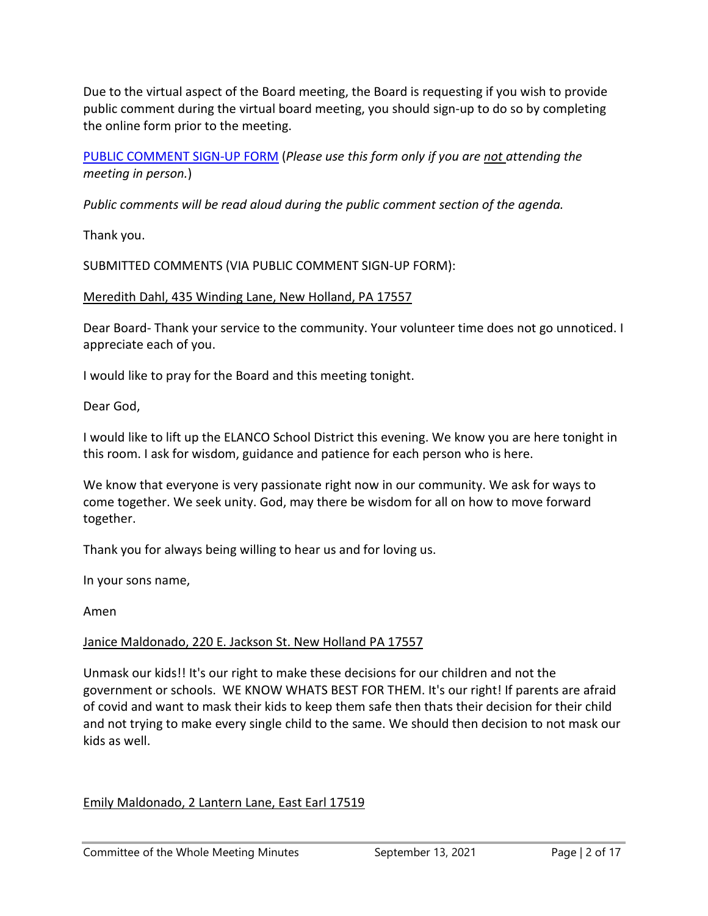Due to the virtual aspect of the Board meeting, the Board is requesting if you wish to provide public comment during the virtual board meeting, you should sign-up to do so by completing the online form prior to the meeting.

PUBLIC COMMENT SIGN-UP FORM (*Please use this form only if you are not attending the meeting in person.*)

*Public comments will be read aloud during the public comment section of the agenda.*

Thank you.

SUBMITTED COMMENTS (VIA PUBLIC COMMENT SIGN-UP FORM):

Meredith Dahl, 435 Winding Lane, New Holland, PA 17557

Dear Board- Thank your service to the community. Your volunteer time does not go unnoticed. I appreciate each of you.

I would like to pray for the Board and this meeting tonight.

Dear God,

I would like to lift up the ELANCO School District this evening. We know you are here tonight in this room. I ask for wisdom, guidance and patience for each person who is here.

We know that everyone is very passionate right now in our community. We ask for ways to come together. We seek unity. God, may there be wisdom for all on how to move forward together.

Thank you for always being willing to hear us and for loving us.

In your sons name,

Amen

Janice Maldonado, 220 E. Jackson St. New Holland PA 17557

Unmask our kids!! It's our right to make these decisions for our children and not the government or schools. WE KNOW WHATS BEST FOR THEM. It's our right! If parents are afraid of covid and want to mask their kids to keep them safe then thats their decision for their child and not trying to make every single child to the same. We should then decision to not mask our kids as well.

Emily Maldonado, 2 Lantern Lane, East Earl 17519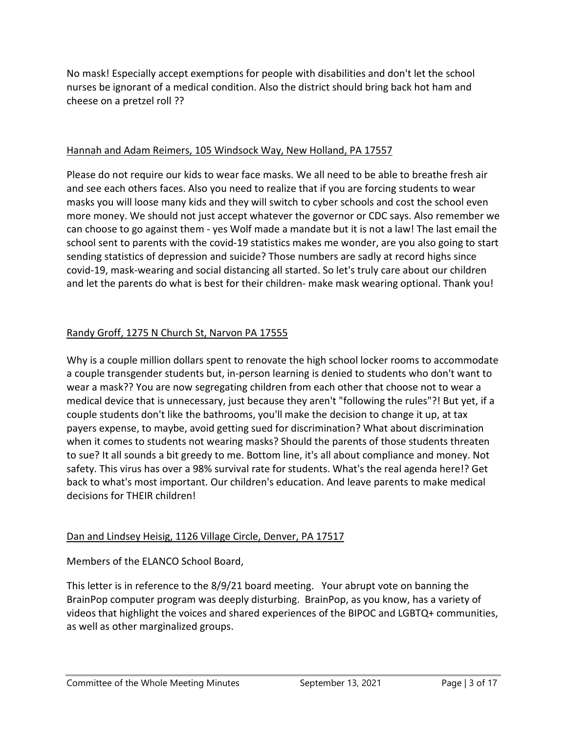No mask! Especially accept exemptions for people with disabilities and don't let the school nurses be ignorant of a medical condition. Also the district should bring back hot ham and cheese on a pretzel roll ??

<u>Hannah and Adam Reimers, 105 Windsock Way, New Holland, PA 17557</u>

Please do not require our kids to wear face masks. We all need to be able to breathe fresh air and see each others faces. Also you need to realize that if you are forcing students to wear masks you will loose many kids and they will switch to cyber schools and cost the school even more money. We should not just accept whatever the governor or CDC says. Also remember we can choose to go against them - yes Wolf made a mandate but it is not a law! The last email the school sent to parents with the covid-19 statistics makes me wonder, are you also going to start sending statistics of depression and suicide? Those numbers are sadly at record highs since covid-19, mask-wearing and social distancing all started. So let's truly care about our children and let the parents do what is best for their children- make mask wearing optional. Thank you!

<u>Randy Groff, 1275 N Church St, Narvon PA 17555</u>

Why is a couple million dollars spent to renovate the high school locker rooms to accommodate a couple transgender students but, in-person learning is denied to students who don't want to wear a mask?? You are now segregating children from each other that choose not to wear a medical device that is unnecessary, just because they aren't "following the rules"?! But yet, if a couple students don't like the bathrooms, you'll make the decision to change it up, at tax payers expense, to maybe, avoid getting sued for discrimination? What about discrimination when it comes to students not wearing masks? Should the parents of those students threaten to sue? It all sounds a bit greedy to me. Bottom line, it's all about compliance and money. Not safety. This virus has over a 98% survival rate for students. What's the real agenda here!? Get back to what's most important. Our children's education. And leave parents to make medical decisions for THEIR children!

<u>Dan and Lindsey Heisig, 1126 Village Circle, Denver, PA 17517</u>

Members of the ELANCO School Board,

This letter is in reference to the 8/9/21 board meeting. Your abrupt vote on banning the BrainPop computer program was deeply disturbing. BrainPop, as you know, has a variety of videos that highlight the voices and shared experiences of the BIPOC and LGBTQ+ communities, as well as other marginalized groups.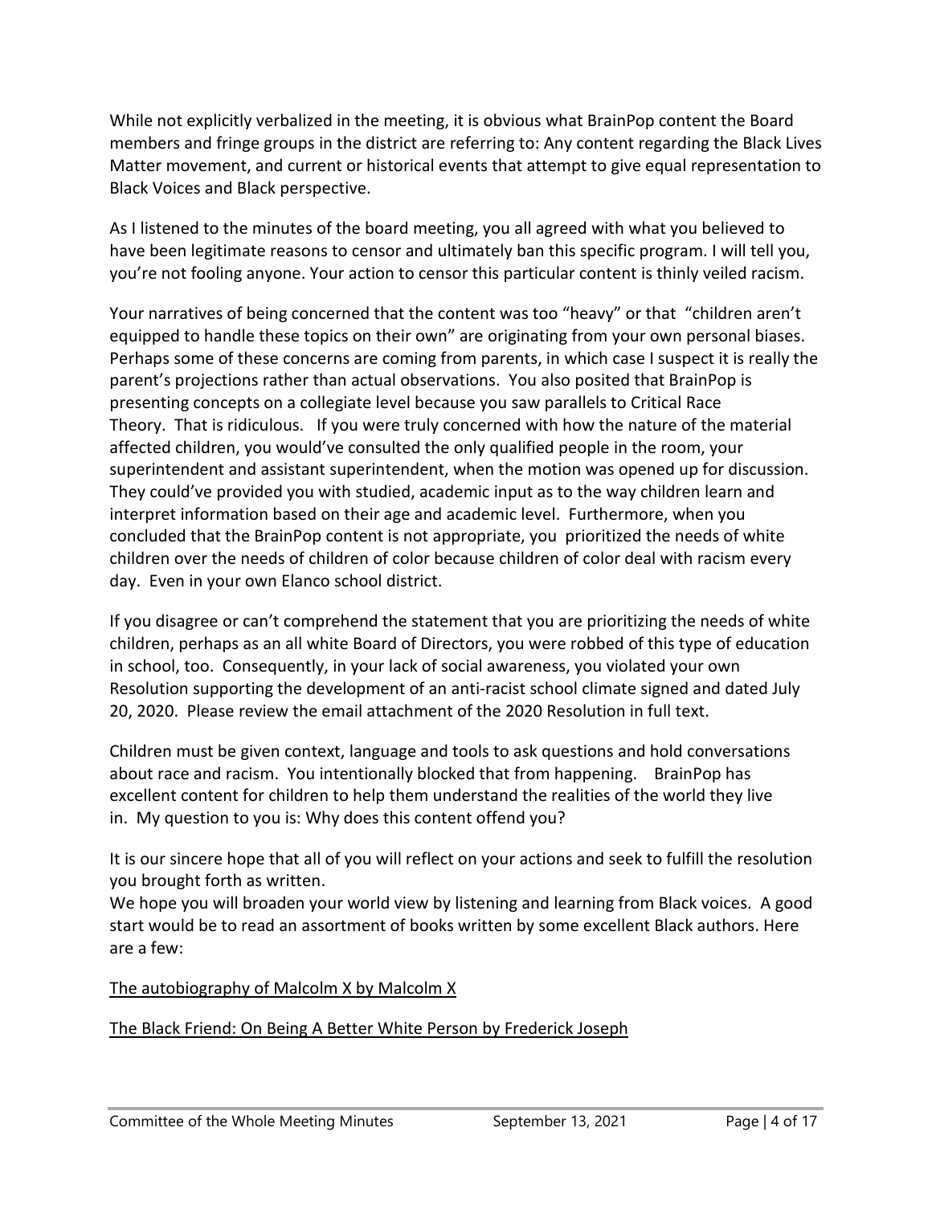While not explicitly verbalized in the meeting, it is obvious what BrainPop content the Board members and fringe groups in the district are referring to: Any content regarding the Black Lives Matter movement, and current or historical events that attempt to give equal representation to Black Voices and Black perspective.

As I listened to the minutes of the board meeting, you all agreed with what you believed to have been legitimate reasons to censor and ultimately ban this specific program. I will tell you, you're not fooling anyone. Your action to censor this particular content is thinly veiled racism.

Your narratives of being concerned that the content was too "heavy" or that "children aren't equipped to handle these topics on their own" are originating from your own personal biases. Perhaps some of these concerns are coming from parents, in which case I suspect it is really the parent's projections rather than actual observations. You also posited that BrainPop is presenting concepts on a collegiate level because you saw parallels to Critical Race Theory. That is ridiculous. If you were truly concerned with how the nature of the material affected children, you would've consulted the only qualified people in the room, your superintendent and assistant superintendent, when the motion was opened up for discussion. They could've provided you with studied, academic input as to the way children learn and interpret information based on their age and academic level. Furthermore, when you concluded that the BrainPop content is not appropriate, you prioritized the needs of white children over the needs of children of color because children of color deal with racism every day. Even in your own Elanco school district.

If you disagree or can't comprehend the statement that you are prioritizing the needs of white children, perhaps as an all white Board of Directors, you were robbed of this type of education in school, too. Consequently, in your lack of social awareness, you violated your own Resolution supporting the development of an anti-racist school climate signed and dated July 20, 2020. Please review the email attachment of the 2020 Resolution in full text.

Children must be given context, language and tools to ask questions and hold conversations about race and racism. You intentionally blocked that from happening. BrainPop has excellent content for children to help them understand the realities of the world they live in. My question to you is: Why does this content offend you?

It is our sincere hope that all of you will reflect on your actions and seek to fulfill the resolution you brought forth as written.
We hope you will broaden your world view by listening and learning from Black voices. A good start would be to read an assortment of books written by some excellent Black authors. Here are a few:

The autobiography of Malcolm X by Malcolm X

The Black Friend: On Being A Better White Person by Frederick Joseph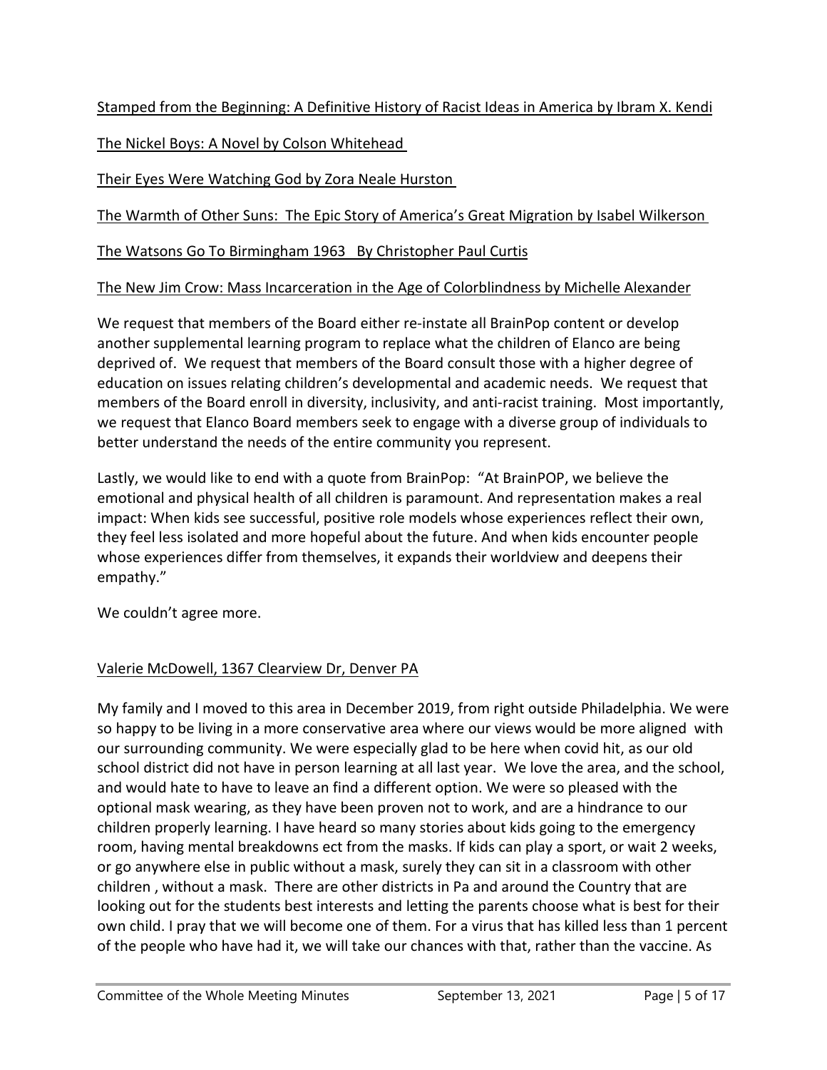Stamped from the Beginning: A Definitive History of Racist Ideas in America by Ibram X. Kendi

The Nickel Boys: A Novel by Colson Whitehead

Their Eyes Were Watching God by Zora Neale Hurston

The Warmth of Other Suns: The Epic Story of America's Great Migration by Isabel Wilkerson

The Watsons Go To Birmingham 1963 By Christopher Paul Curtis

The New Jim Crow: Mass Incarceration in the Age of Colorblindness by Michelle Alexander

We request that members of the Board either re-instate all BrainPop content or develop another supplemental learning program to replace what the children of Elanco are being deprived of. We request that members of the Board consult those with a higher degree of education on issues relating children's developmental and academic needs. We request that members of the Board enroll in diversity, inclusivity, and anti-racist training. Most importantly, we request that Elanco Board members seek to engage with a diverse group of individuals to better understand the needs of the entire community you represent.

Lastly, we would like to end with a quote from BrainPop: "At BrainPOP, we believe the emotional and physical health of all children is paramount. And representation makes a real impact: When kids see successful, positive role models whose experiences reflect their own, they feel less isolated and more hopeful about the future. And when kids encounter people whose experiences differ from themselves, it expands their worldview and deepens their empathy."

We couldn't agree more.

Valerie McDowell, 1367 Clearview Dr, Denver PA

My family and I moved to this area in December 2019, from right outside Philadelphia. We were so happy to be living in a more conservative area where our views would be more aligned with our surrounding community. We were especially glad to be here when covid hit, as our old school district did not have in person learning at all last year. We love the area, and the school, and would hate to have to leave an find a different option. We were so pleased with the optional mask wearing, as they have been proven not to work, and are a hindrance to our children properly learning. I have heard so many stories about kids going to the emergency room, having mental breakdowns ect from the masks. If kids can play a sport, or wait 2 weeks, or go anywhere else in public without a mask, surely they can sit in a classroom with other children , without a mask. There are other districts in Pa and around the Country that are looking out for the students best interests and letting the parents choose what is best for their own child. I pray that we will become one of them. For a virus that has killed less than 1 percent of the people who have had it, we will take our chances with that, rather than the vaccine. As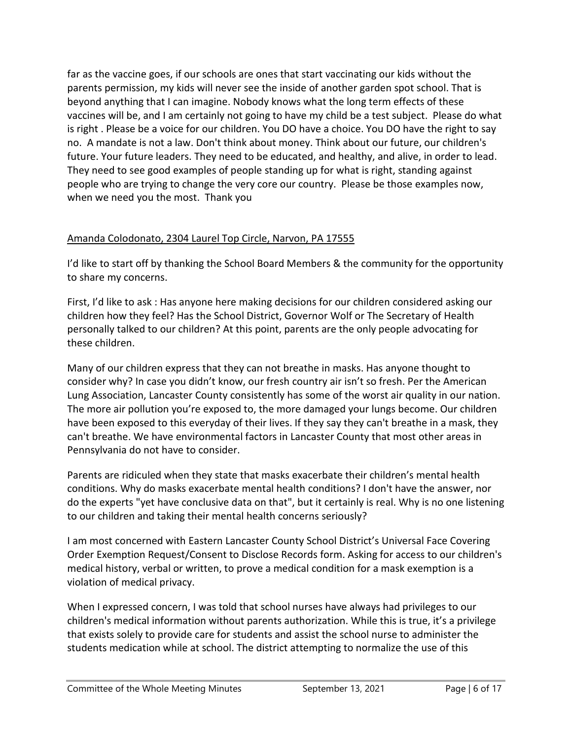far as the vaccine goes, if our schools are ones that start vaccinating our kids without the parents permission, my kids will never see the inside of another garden spot school. That is beyond anything that I can imagine. Nobody knows what the long term effects of these vaccines will be, and I am certainly not going to have my child be a test subject. Please do what is right . Please be a voice for our children. You DO have a choice. You DO have the right to say no. A mandate is not a law. Don't think about money. Think about our future, our children's future. Your future leaders. They need to be educated, and healthy, and alive, in order to lead. They need to see good examples of people standing up for what is right, standing against people who are trying to change the very core our country. Please be those examples now, when we need you the most. Thank you

Amanda Colodonato, 2304 Laurel Top Circle, Narvon, PA 17555

I'd like to start off by thanking the School Board Members & the community for the opportunity to share my concerns.

First, I'd like to ask : Has anyone here making decisions for our children considered asking our children how they feel? Has the School District, Governor Wolf or The Secretary of Health personally talked to our children? At this point, parents are the only people advocating for these children.

Many of our children express that they can not breathe in masks. Has anyone thought to consider why? In case you didn't know, our fresh country air isn't so fresh. Per the American Lung Association, Lancaster County consistently has some of the worst air quality in our nation. The more air pollution you're exposed to, the more damaged your lungs become. Our children have been exposed to this everyday of their lives. If they say they can't breathe in a mask, they can't breathe. We have environmental factors in Lancaster County that most other areas in Pennsylvania do not have to consider.

Parents are ridiculed when they state that masks exacerbate their children's mental health conditions. Why do masks exacerbate mental health conditions? I don't have the answer, nor do the experts "yet have conclusive data on that", but it certainly is real. Why is no one listening to our children and taking their mental health concerns seriously?

I am most concerned with Eastern Lancaster County School District's Universal Face Covering Order Exemption Request/Consent to Disclose Records form. Asking for access to our children's medical history, verbal or written, to prove a medical condition for a mask exemption is a violation of medical privacy.

When I expressed concern, I was told that school nurses have always had privileges to our children's medical information without parents authorization. While this is true, it's a privilege that exists solely to provide care for students and assist the school nurse to administer the students medication while at school. The district attempting to normalize the use of this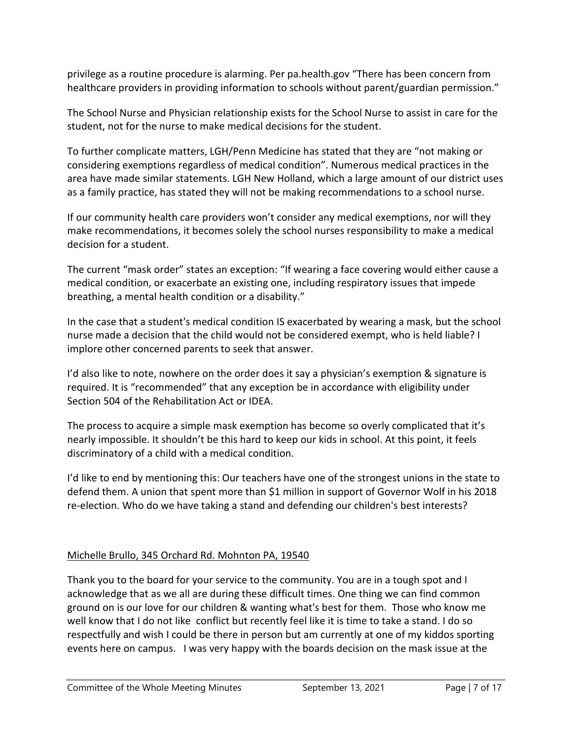privilege as a routine procedure is alarming. Per pa.health.gov "There has been concern from healthcare providers in providing information to schools without parent/guardian permission."

The School Nurse and Physician relationship exists for the School Nurse to assist in care for the student, not for the nurse to make medical decisions for the student.

To further complicate matters, LGH/Penn Medicine has stated that they are "not making or considering exemptions regardless of medical condition". Numerous medical practices in the area have made similar statements. LGH New Holland, which a large amount of our district uses as a family practice, has stated they will not be making recommendations to a school nurse.

If our community health care providers won't consider any medical exemptions, nor will they make recommendations, it becomes solely the school nurses responsibility to make a medical decision for a student.

The current "mask order" states an exception: "If wearing a face covering would either cause a medical condition, or exacerbate an existing one, including respiratory issues that impede breathing, a mental health condition or a disability."

In the case that a student's medical condition IS exacerbated by wearing a mask, but the school nurse made a decision that the child would not be considered exempt, who is held liable? I implore other concerned parents to seek that answer.

I'd also like to note, nowhere on the order does it say a physician's exemption & signature is required. It is "recommended" that any exception be in accordance with eligibility under Section 504 of the Rehabilitation Act or IDEA.

The process to acquire a simple mask exemption has become so overly complicated that it's nearly impossible. It shouldn't be this hard to keep our kids in school. At this point, it feels discriminatory of a child with a medical condition.

I'd like to end by mentioning this: Our teachers have one of the strongest unions in the state to defend them. A union that spent more than $1 million in support of Governor Wolf in his 2018 re-election. Who do we have taking a stand and defending our children's best interests?

<u>Michelle Brullo, 345 Orchard Rd. Mohnton PA, 19540</u>

Thank you to the board for your service to the community. You are in a tough spot and I acknowledge that as we all are during these difficult times. One thing we can find common ground on is our love for our children & wanting what's best for them. Those who know me well know that I do not like conflict but recently feel like it is time to take a stand. I do so respectfully and wish I could be there in person but am currently at one of my kiddos sporting events here on campus. I was very happy with the boards decision on the mask issue at the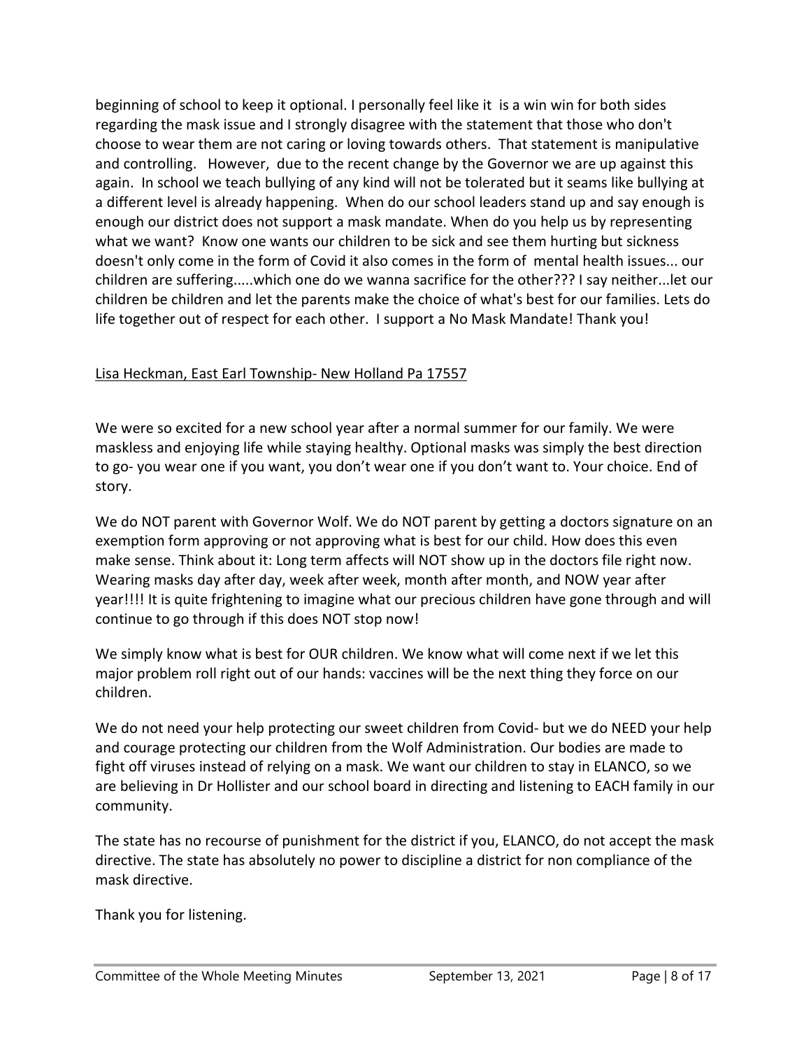beginning of school to keep it optional. I personally feel like it is a win win for both sides regarding the mask issue and I strongly disagree with the statement that those who don't choose to wear them are not caring or loving towards others. That statement is manipulative and controlling. However, due to the recent change by the Governor we are up against this again. In school we teach bullying of any kind will not be tolerated but it seams like bullying at a different level is already happening. When do our school leaders stand up and say enough is enough our district does not support a mask mandate. When do you help us by representing what we want? Know one wants our children to be sick and see them hurting but sickness doesn't only come in the form of Covid it also comes in the form of mental health issues... our children are suffering.....which one do we wanna sacrifice for the other??? I say neither...let our children be children and let the parents make the choice of what's best for our families. Lets do life together out of respect for each other. I support a No Mask Mandate! Thank you!

<u>Lisa Heckman, East Earl Township- New Holland Pa 17557</u>

We were so excited for a new school year after a normal summer for our family. We were maskless and enjoying life while staying healthy. Optional masks was simply the best direction to go- you wear one if you want, you don't wear one if you don't want to. Your choice. End of story.

We do NOT parent with Governor Wolf. We do NOT parent by getting a doctors signature on an exemption form approving or not approving what is best for our child. How does this even make sense. Think about it: Long term affects will NOT show up in the doctors file right now. Wearing masks day after day, week after week, month after month, and NOW year after year!!!! It is quite frightening to imagine what our precious children have gone through and will continue to go through if this does NOT stop now!

We simply know what is best for OUR children. We know what will come next if we let this major problem roll right out of our hands: vaccines will be the next thing they force on our children.

We do not need your help protecting our sweet children from Covid- but we do NEED your help and courage protecting our children from the Wolf Administration. Our bodies are made to fight off viruses instead of relying on a mask. We want our children to stay in ELANCO, so we are believing in Dr Hollister and our school board in directing and listening to EACH family in our community.

The state has no recourse of punishment for the district if you, ELANCO, do not accept the mask directive. The state has absolutely no power to discipline a district for non compliance of the mask directive.

Thank you for listening.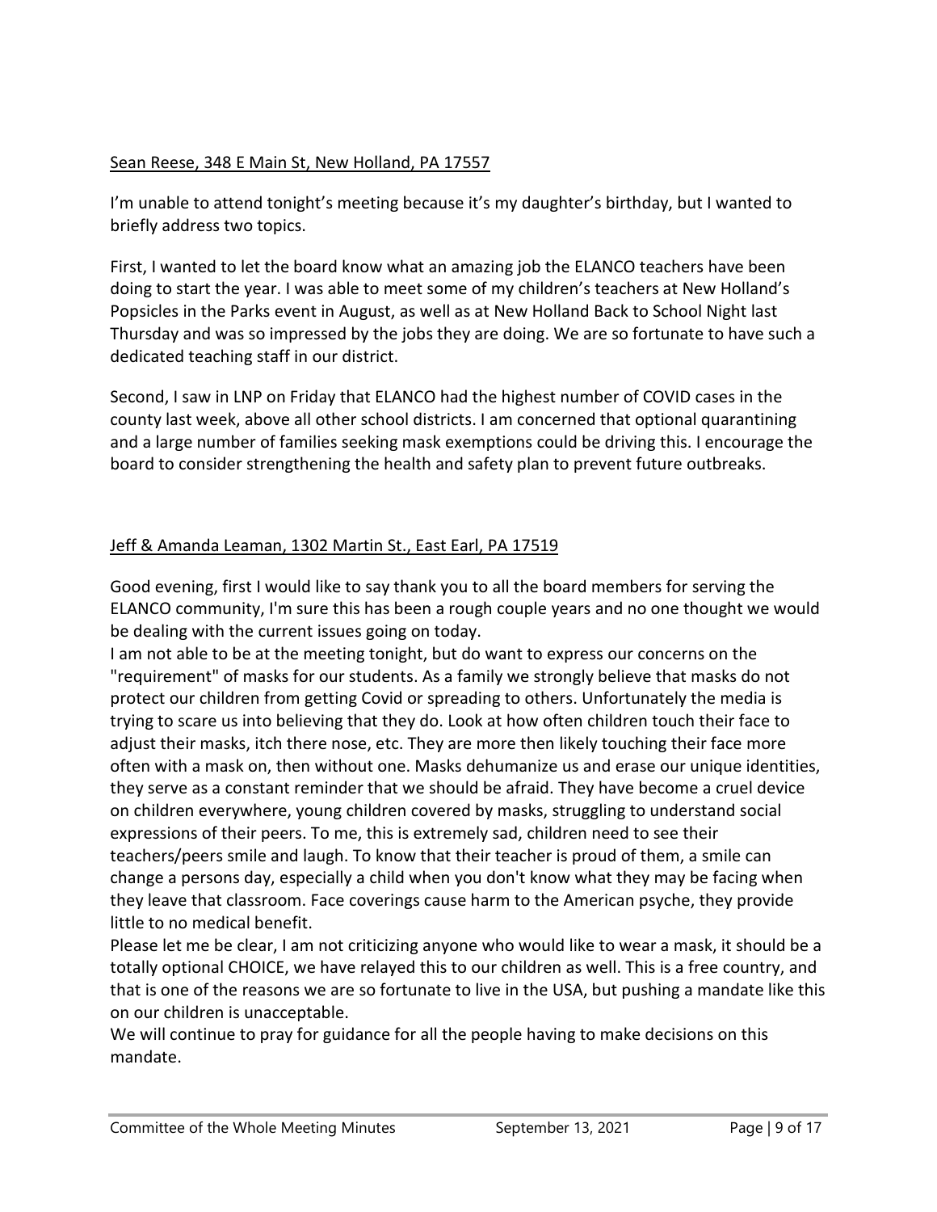Sean Reese, 348 E Main St, New Holland, PA 17557

I'm unable to attend tonight's meeting because it's my daughter's birthday, but I wanted to briefly address two topics.

First, I wanted to let the board know what an amazing job the ELANCO teachers have been doing to start the year. I was able to meet some of my children's teachers at New Holland's Popsicles in the Parks event in August, as well as at New Holland Back to School Night last Thursday and was so impressed by the jobs they are doing. We are so fortunate to have such a dedicated teaching staff in our district.

Second, I saw in LNP on Friday that ELANCO had the highest number of COVID cases in the county last week, above all other school districts. I am concerned that optional quarantining and a large number of families seeking mask exemptions could be driving this. I encourage the board to consider strengthening the health and safety plan to prevent future outbreaks.

Jeff & Amanda Leaman, 1302 Martin St., East Earl, PA 17519

Good evening, first I would like to say thank you to all the board members for serving the ELANCO community, I'm sure this has been a rough couple years and no one thought we would be dealing with the current issues going on today.

I am not able to be at the meeting tonight, but do want to express our concerns on the "requirement" of masks for our students. As a family we strongly believe that masks do not protect our children from getting Covid or spreading to others. Unfortunately the media is trying to scare us into believing that they do. Look at how often children touch their face to adjust their masks, itch there nose, etc. They are more then likely touching their face more often with a mask on, then without one. Masks dehumanize us and erase our unique identities, they serve as a constant reminder that we should be afraid. They have become a cruel device on children everywhere, young children covered by masks, struggling to understand social expressions of their peers. To me, this is extremely sad, children need to see their teachers/peers smile and laugh. To know that their teacher is proud of them, a smile can change a persons day, especially a child when you don't know what they may be facing when they leave that classroom. Face coverings cause harm to the American psyche, they provide little to no medical benefit.

Please let me be clear, I am not criticizing anyone who would like to wear a mask, it should be a totally optional CHOICE, we have relayed this to our children as well. This is a free country, and that is one of the reasons we are so fortunate to live in the USA, but pushing a mandate like this on our children is unacceptable.

We will continue to pray for guidance for all the people having to make decisions on this mandate.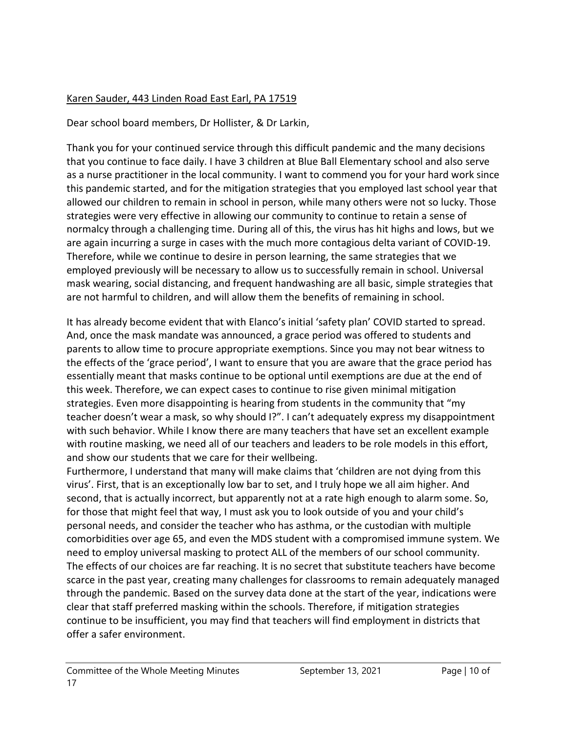Karen Sauder, 443 Linden Road East Earl, PA 17519

Dear school board members, Dr Hollister, & Dr Larkin,

Thank you for your continued service through this difficult pandemic and the many decisions that you continue to face daily. I have 3 children at Blue Ball Elementary school and also serve as a nurse practitioner in the local community. I want to commend you for your hard work since this pandemic started, and for the mitigation strategies that you employed last school year that allowed our children to remain in school in person, while many others were not so lucky. Those strategies were very effective in allowing our community to continue to retain a sense of normalcy through a challenging time. During all of this, the virus has hit highs and lows, but we are again incurring a surge in cases with the much more contagious delta variant of COVID-19. Therefore, while we continue to desire in person learning, the same strategies that we employed previously will be necessary to allow us to successfully remain in school. Universal mask wearing, social distancing, and frequent handwashing are all basic, simple strategies that are not harmful to children, and will allow them the benefits of remaining in school.

It has already become evident that with Elanco's initial 'safety plan' COVID started to spread. And, once the mask mandate was announced, a grace period was offered to students and parents to allow time to procure appropriate exemptions. Since you may not bear witness to the effects of the 'grace period', I want to ensure that you are aware that the grace period has essentially meant that masks continue to be optional until exemptions are due at the end of this week. Therefore, we can expect cases to continue to rise given minimal mitigation strategies. Even more disappointing is hearing from students in the community that "my teacher doesn't wear a mask, so why should I?". I can't adequately express my disappointment with such behavior. While I know there are many teachers that have set an excellent example with routine masking, we need all of our teachers and leaders to be role models in this effort, and show our students that we care for their wellbeing.

Furthermore, I understand that many will make claims that 'children are not dying from this virus'. First, that is an exceptionally low bar to set, and I truly hope we all aim higher. And second, that is actually incorrect, but apparently not at a rate high enough to alarm some. So, for those that might feel that way, I must ask you to look outside of you and your child's personal needs, and consider the teacher who has asthma, or the custodian with multiple comorbidities over age 65, and even the MDS student with a compromised immune system. We need to employ universal masking to protect ALL of the members of our school community. The effects of our choices are far reaching. It is no secret that substitute teachers have become scarce in the past year, creating many challenges for classrooms to remain adequately managed through the pandemic. Based on the survey data done at the start of the year, indications were clear that staff preferred masking within the schools. Therefore, if mitigation strategies continue to be insufficient, you may find that teachers will find employment in districts that offer a safer environment.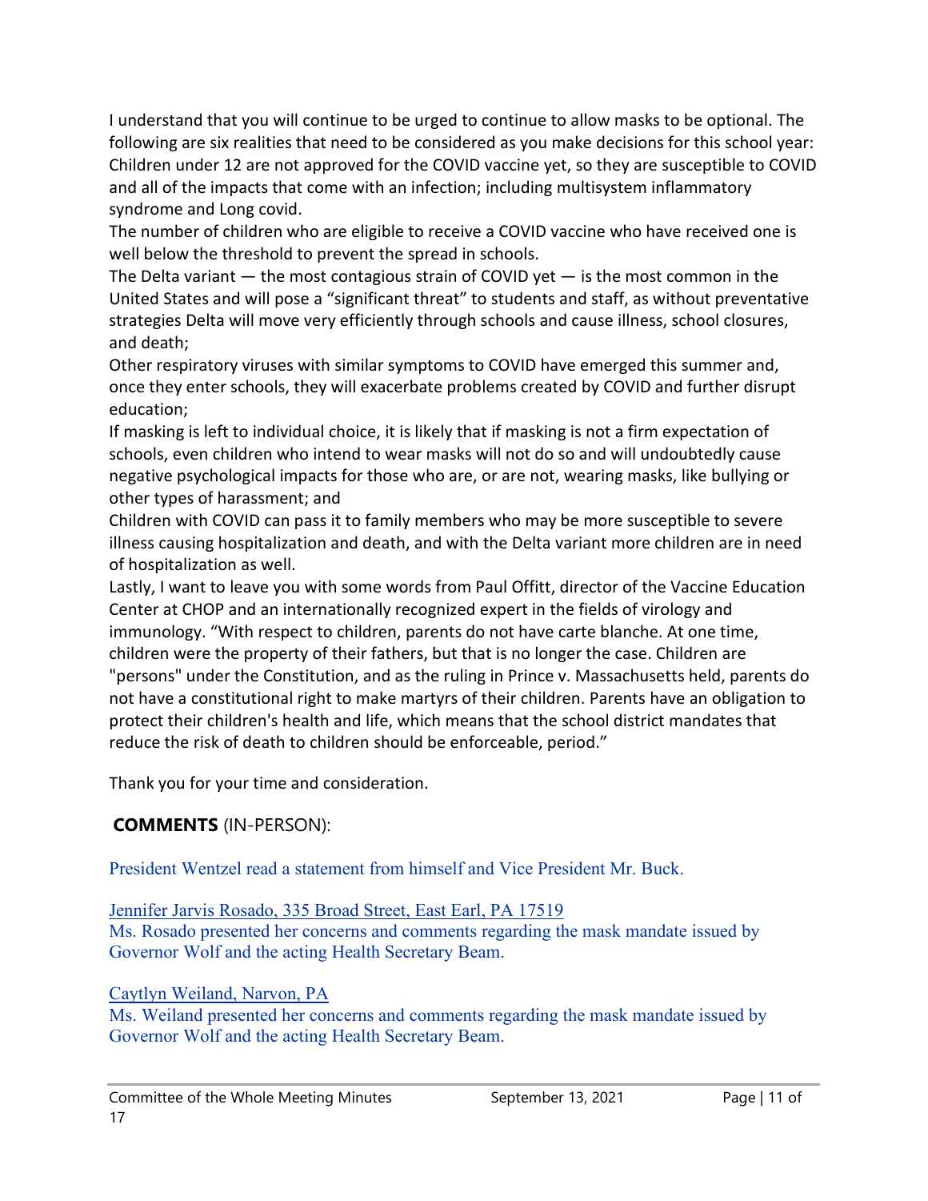I understand that you will continue to be urged to continue to allow masks to be optional. The following are six realities that need to be considered as you make decisions for this school year:
Children under 12 are not approved for the COVID vaccine yet, so they are susceptible to COVID and all of the impacts that come with an infection; including multisystem inflammatory syndrome and Long covid.
The number of children who are eligible to receive a COVID vaccine who have received one is well below the threshold to prevent the spread in schools.
The Delta variant — the most contagious strain of COVID yet — is the most common in the United States and will pose a "significant threat" to students and staff, as without preventative strategies Delta will move very efficiently through schools and cause illness, school closures, and death;
Other respiratory viruses with similar symptoms to COVID have emerged this summer and, once they enter schools, they will exacerbate problems created by COVID and further disrupt education;
If masking is left to individual choice, it is likely that if masking is not a firm expectation of schools, even children who intend to wear masks will not do so and will undoubtedly cause negative psychological impacts for those who are, or are not, wearing masks, like bullying or other types of harassment; and
Children with COVID can pass it to family members who may be more susceptible to severe illness causing hospitalization and death, and with the Delta variant more children are in need of hospitalization as well.
Lastly, I want to leave you with some words from Paul Offitt, director of the Vaccine Education Center at CHOP and an internationally recognized expert in the fields of virology and immunology. "With respect to children, parents do not have carte blanche. At one time, children were the property of their fathers, but that is no longer the case. Children are "persons" under the Constitution, and as the ruling in Prince v. Massachusetts held, parents do not have a constitutional right to make martyrs of their children. Parents have an obligation to protect their children's health and life, which means that the school district mandates that reduce the risk of death to children should be enforceable, period."

Thank you for your time and consideration.

**COMMENTS** (IN-PERSON):

President Wentzel read a statement from himself and Vice President Mr. Buck.

Jennifer Jarvis Rosado, 335 Broad Street, East Earl, PA 17519
Ms. Rosado presented her concerns and comments regarding the mask mandate issued by Governor Wolf and the acting Health Secretary Beam.

Caytlyn Weiland, Narvon, PA
Ms. Weiland presented her concerns and comments regarding the mask mandate issued by Governor Wolf and the acting Health Secretary Beam.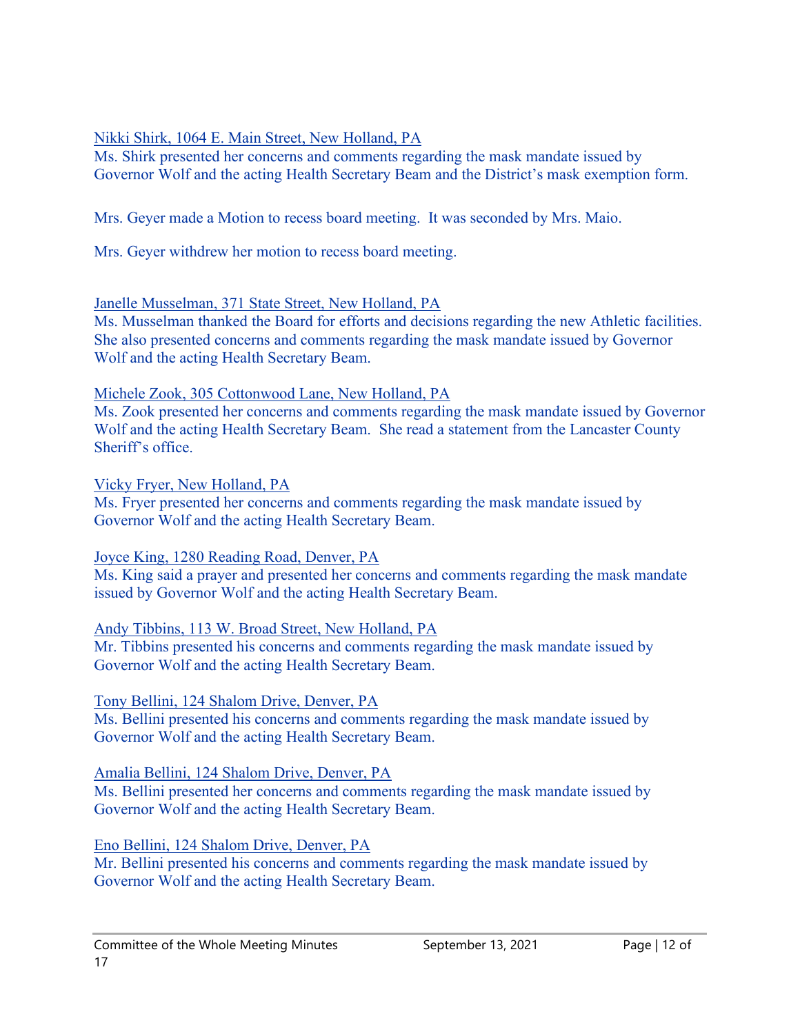Nikki Shirk, 1064 E. Main Street, New Holland, PA
Ms. Shirk presented her concerns and comments regarding the mask mandate issued by Governor Wolf and the acting Health Secretary Beam and the District's mask exemption form.

Mrs. Geyer made a Motion to recess board meeting. It was seconded by Mrs. Maio.

Mrs. Geyer withdrew her motion to recess board meeting.

Janelle Musselman, 371 State Street, New Holland, PA
Ms. Musselman thanked the Board for efforts and decisions regarding the new Athletic facilities. She also presented concerns and comments regarding the mask mandate issued by Governor Wolf and the acting Health Secretary Beam.

Michele Zook, 305 Cottonwood Lane, New Holland, PA
Ms. Zook presented her concerns and comments regarding the mask mandate issued by Governor Wolf and the acting Health Secretary Beam. She read a statement from the Lancaster County Sheriff's office.

Vicky Fryer, New Holland, PA
Ms. Fryer presented her concerns and comments regarding the mask mandate issued by Governor Wolf and the acting Health Secretary Beam.

Joyce King, 1280 Reading Road, Denver, PA
Ms. King said a prayer and presented her concerns and comments regarding the mask mandate issued by Governor Wolf and the acting Health Secretary Beam.

Andy Tibbins, 113 W. Broad Street, New Holland, PA
Mr. Tibbins presented his concerns and comments regarding the mask mandate issued by Governor Wolf and the acting Health Secretary Beam.

Tony Bellini, 124 Shalom Drive, Denver, PA
Ms. Bellini presented his concerns and comments regarding the mask mandate issued by Governor Wolf and the acting Health Secretary Beam.

Amalia Bellini, 124 Shalom Drive, Denver, PA
Ms. Bellini presented her concerns and comments regarding the mask mandate issued by Governor Wolf and the acting Health Secretary Beam.

Eno Bellini, 124 Shalom Drive, Denver, PA
Mr. Bellini presented his concerns and comments regarding the mask mandate issued by Governor Wolf and the acting Health Secretary Beam.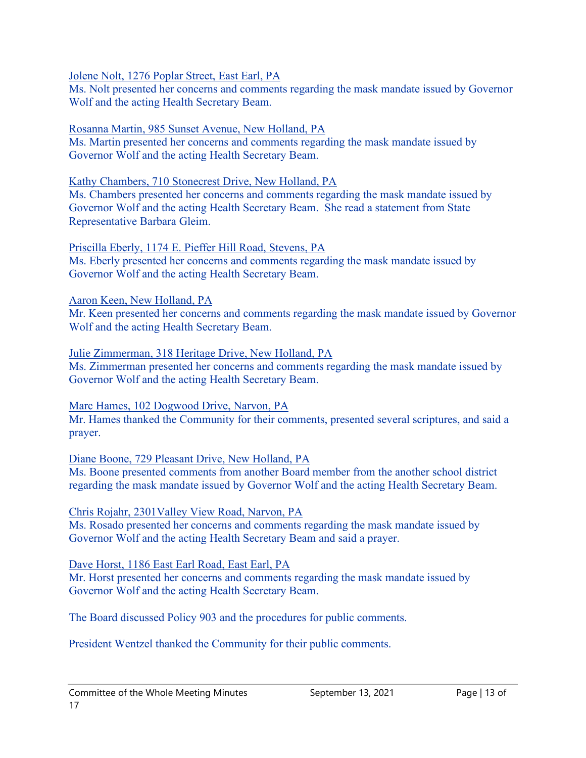Jolene Nolt, 1276 Poplar Street, East Earl, PA

Ms. Nolt presented her concerns and comments regarding the mask mandate issued by Governor Wolf and the acting Health Secretary Beam.

Rosanna Martin, 985 Sunset Avenue, New Holland, PA

Ms. Martin presented her concerns and comments regarding the mask mandate issued by Governor Wolf and the acting Health Secretary Beam.

Kathy Chambers, 710 Stonecrest Drive, New Holland, PA

Ms. Chambers presented her concerns and comments regarding the mask mandate issued by Governor Wolf and the acting Health Secretary Beam. She read a statement from State Representative Barbara Gleim.

Priscilla Eberly, 1174 E. Pieffer Hill Road, Stevens, PA

Ms. Eberly presented her concerns and comments regarding the mask mandate issued by Governor Wolf and the acting Health Secretary Beam.

Aaron Keen, New Holland, PA

Mr. Keen presented her concerns and comments regarding the mask mandate issued by Governor Wolf and the acting Health Secretary Beam.

Julie Zimmerman, 318 Heritage Drive, New Holland, PA

Ms. Zimmerman presented her concerns and comments regarding the mask mandate issued by Governor Wolf and the acting Health Secretary Beam.

Marc Hames, 102 Dogwood Drive, Narvon, PA

Mr. Hames thanked the Community for their comments, presented several scriptures, and said a prayer.

Diane Boone, 729 Pleasant Drive, New Holland, PA

Ms. Boone presented comments from another Board member from the another school district regarding the mask mandate issued by Governor Wolf and the acting Health Secretary Beam.

Chris Rojahr, 2301Valley View Road, Narvon, PA

Ms. Rosado presented her concerns and comments regarding the mask mandate issued by Governor Wolf and the acting Health Secretary Beam and said a prayer.

Dave Horst, 1186 East Earl Road, East Earl, PA

Mr. Horst presented her concerns and comments regarding the mask mandate issued by Governor Wolf and the acting Health Secretary Beam.

The Board discussed Policy 903 and the procedures for public comments.

President Wentzel thanked the Community for their public comments.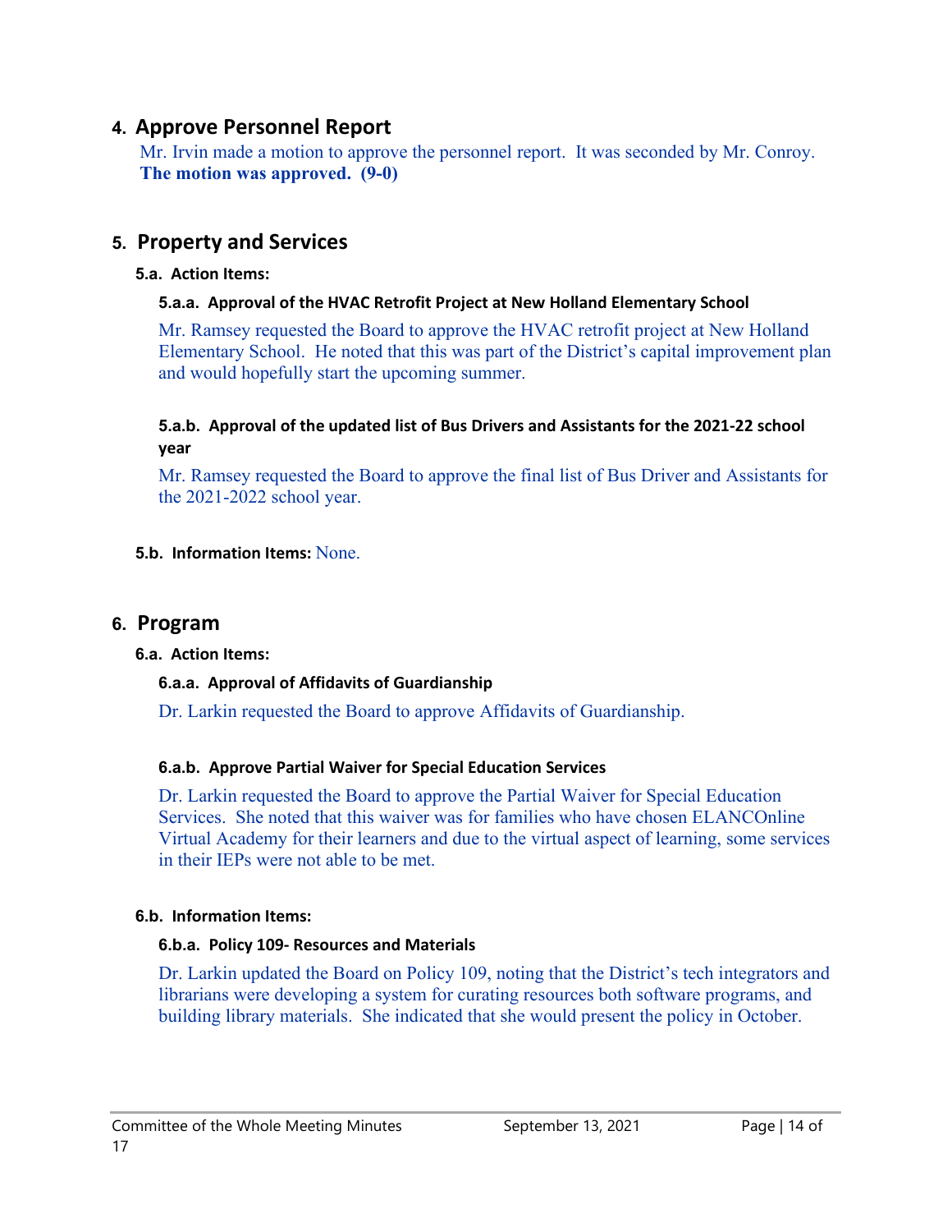## 4. Approve Personnel Report

Mr. Irvin made a motion to approve the personnel report. It was seconded by Mr. Conroy. **The motion was approved. (9-0)**

## 5. Property and Services

### 5.a. Action Items:

#### 5.a.a. Approval of the HVAC Retrofit Project at New Holland Elementary School

Mr. Ramsey requested the Board to approve the HVAC retrofit project at New Holland Elementary School. He noted that this was part of the District's capital improvement plan and would hopefully start the upcoming summer.

#### 5.a.b. Approval of the updated list of Bus Drivers and Assistants for the 2021-22 school year

Mr. Ramsey requested the Board to approve the final list of Bus Driver and Assistants for the 2021-2022 school year.

### 5.b. Information Items: None.

## 6. Program

### 6.a. Action Items:

#### 6.a.a. Approval of Affidavits of Guardianship

Dr. Larkin requested the Board to approve Affidavits of Guardianship.

#### 6.a.b. Approve Partial Waiver for Special Education Services

Dr. Larkin requested the Board to approve the Partial Waiver for Special Education Services. She noted that this waiver was for families who have chosen ELANCOnline Virtual Academy for their learners and due to the virtual aspect of learning, some services in their IEPs were not able to be met.

### 6.b. Information Items:

#### 6.b.a. Policy 109- Resources and Materials

Dr. Larkin updated the Board on Policy 109, noting that the District's tech integrators and librarians were developing a system for curating resources both software programs, and building library materials. She indicated that she would present the policy in October.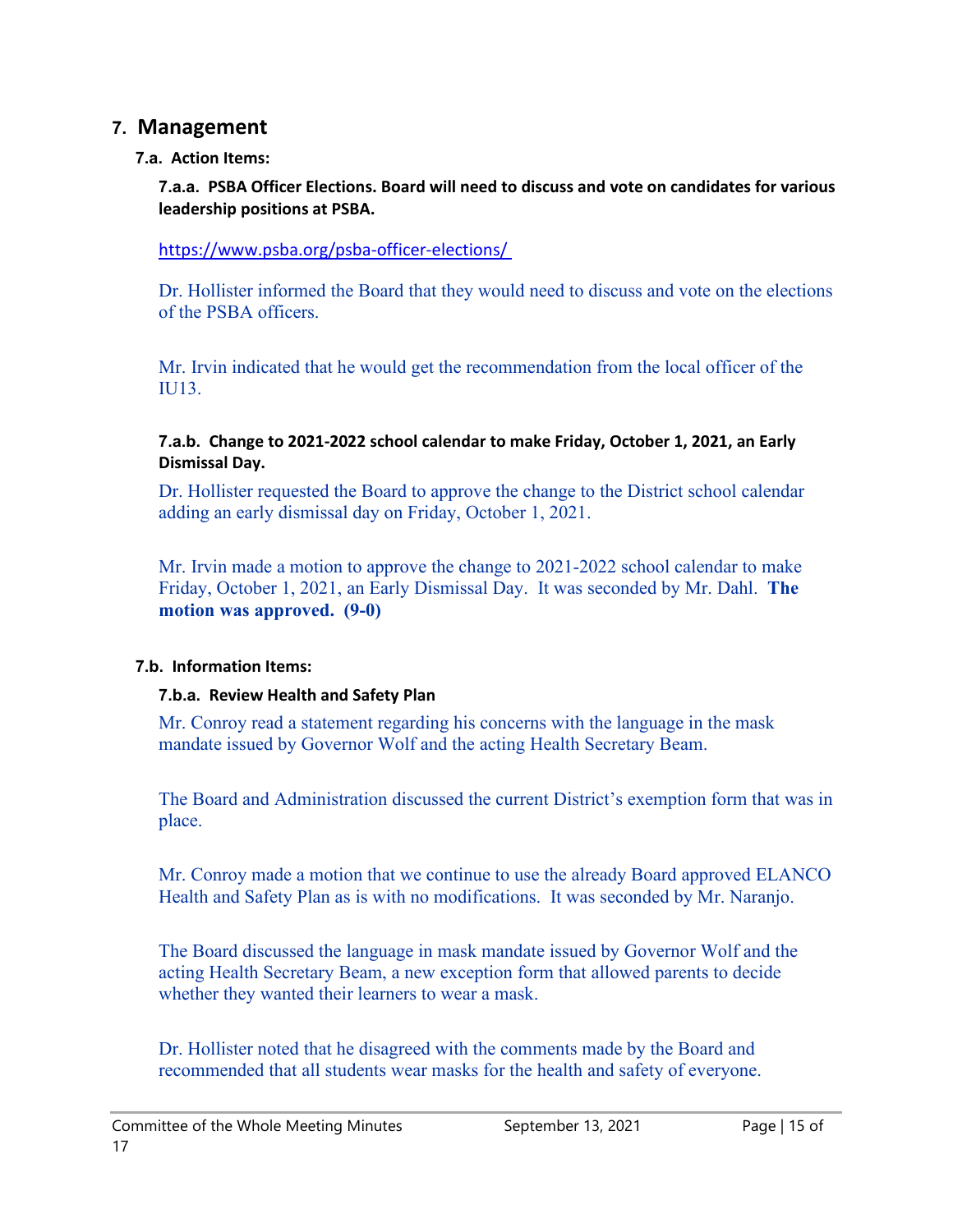## 7. Management

### 7.a. Action Items:

#### 7.a.a. PSBA Officer Elections. Board will need to discuss and vote on candidates for various leadership positions at PSBA.

https://www.psba.org/psba-officer-elections/

Dr. Hollister informed the Board that they would need to discuss and vote on the elections of the PSBA officers.

Mr. Irvin indicated that he would get the recommendation from the local officer of the IU13.

#### 7.a.b. Change to 2021-2022 school calendar to make Friday, October 1, 2021, an Early Dismissal Day.

Dr. Hollister requested the Board to approve the change to the District school calendar adding an early dismissal day on Friday, October 1, 2021.

Mr. Irvin made a motion to approve the change to 2021-2022 school calendar to make Friday, October 1, 2021, an Early Dismissal Day. It was seconded by Mr. Dahl. **The motion was approved. (9-0)**

### 7.b. Information Items:

#### 7.b.a. Review Health and Safety Plan

Mr. Conroy read a statement regarding his concerns with the language in the mask mandate issued by Governor Wolf and the acting Health Secretary Beam.

The Board and Administration discussed the current District's exemption form that was in place.

Mr. Conroy made a motion that we continue to use the already Board approved ELANCO Health and Safety Plan as is with no modifications. It was seconded by Mr. Naranjo.

The Board discussed the language in mask mandate issued by Governor Wolf and the acting Health Secretary Beam, a new exception form that allowed parents to decide whether they wanted their learners to wear a mask.

Dr. Hollister noted that he disagreed with the comments made by the Board and recommended that all students wear masks for the health and safety of everyone.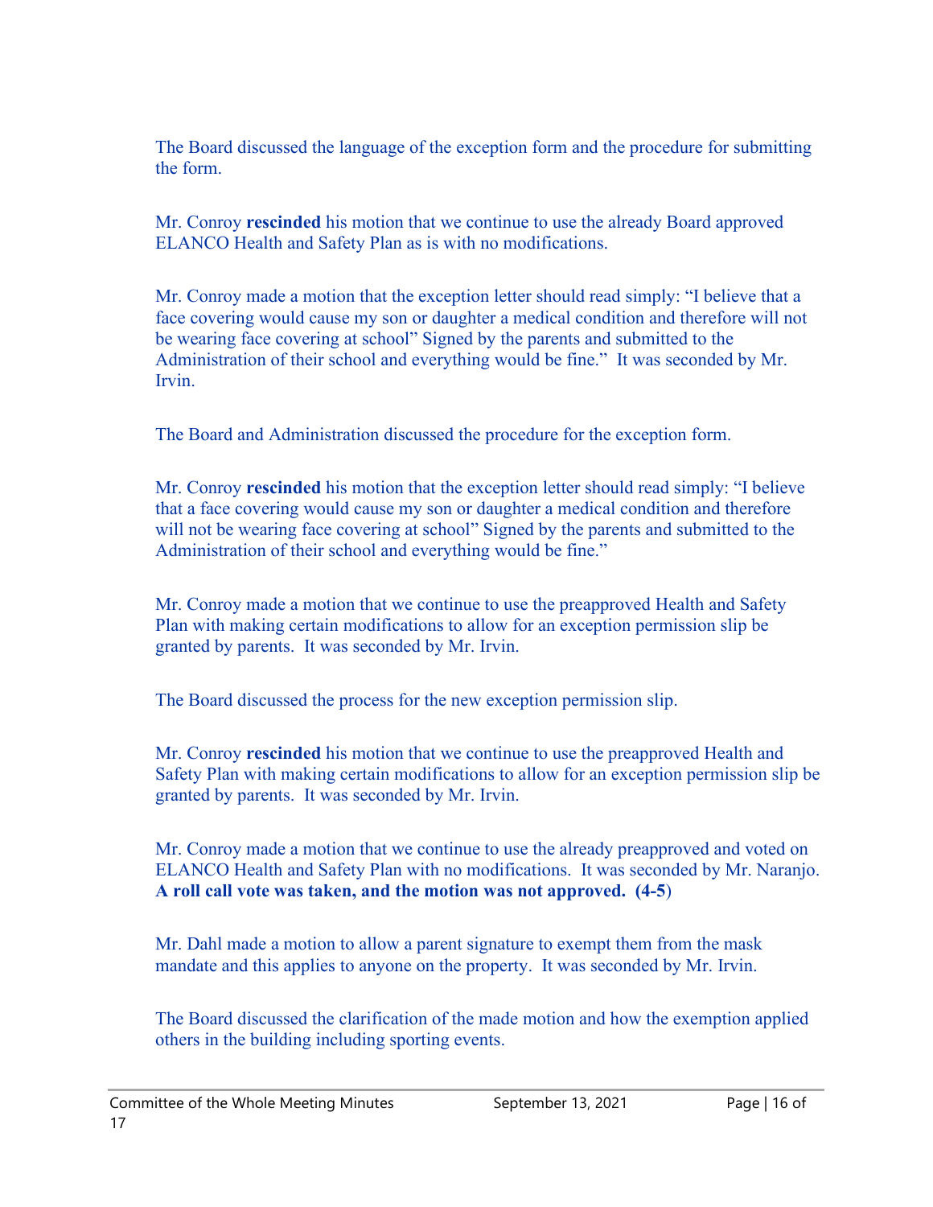The Board discussed the language of the exception form and the procedure for submitting the form.

Mr. Conroy **rescinded** his motion that we continue to use the already Board approved ELANCO Health and Safety Plan as is with no modifications.

Mr. Conroy made a motion that the exception letter should read simply: "I believe that a face covering would cause my son or daughter a medical condition and therefore will not be wearing face covering at school" Signed by the parents and submitted to the Administration of their school and everything would be fine." It was seconded by Mr. Irvin.

The Board and Administration discussed the procedure for the exception form.

Mr. Conroy **rescinded** his motion that the exception letter should read simply: "I believe that a face covering would cause my son or daughter a medical condition and therefore will not be wearing face covering at school" Signed by the parents and submitted to the Administration of their school and everything would be fine."

Mr. Conroy made a motion that we continue to use the preapproved Health and Safety Plan with making certain modifications to allow for an exception permission slip be granted by parents. It was seconded by Mr. Irvin.

The Board discussed the process for the new exception permission slip.

Mr. Conroy **rescinded** his motion that we continue to use the preapproved Health and Safety Plan with making certain modifications to allow for an exception permission slip be granted by parents. It was seconded by Mr. Irvin.

Mr. Conroy made a motion that we continue to use the already preapproved and voted on ELANCO Health and Safety Plan with no modifications. It was seconded by Mr. Naranjo. **A roll call vote was taken, and the motion was not approved. (4-5)**

Mr. Dahl made a motion to allow a parent signature to exempt them from the mask mandate and this applies to anyone on the property. It was seconded by Mr. Irvin.

The Board discussed the clarification of the made motion and how the exemption applied others in the building including sporting events.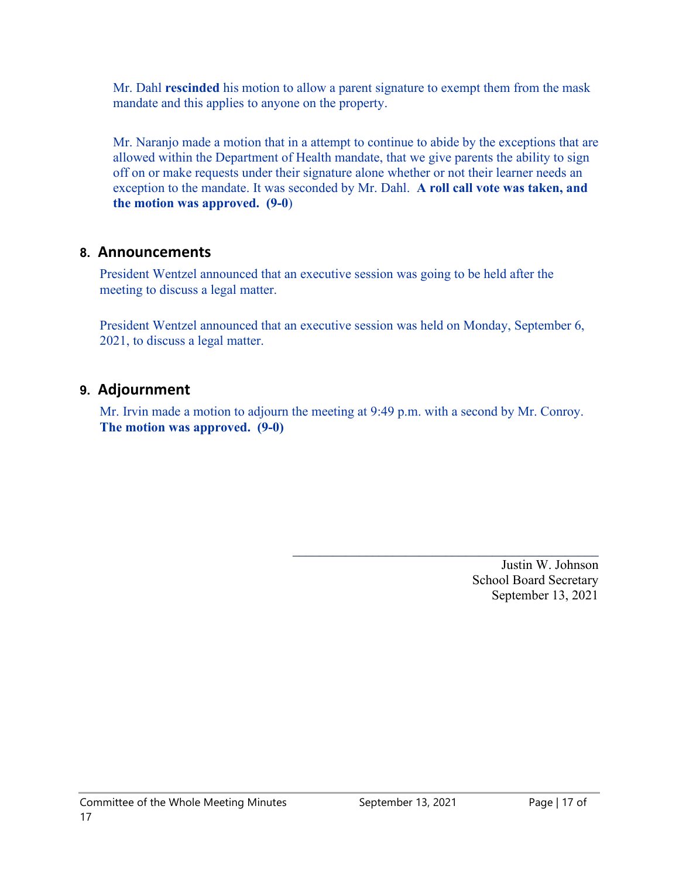Mr. Dahl **rescinded** his motion to allow a parent signature to exempt them from the mask mandate and this applies to anyone on the property.

Mr. Naranjo made a motion that in a attempt to continue to abide by the exceptions that are allowed within the Department of Health mandate, that we give parents the ability to sign off on or make requests under their signature alone whether or not their learner needs an exception to the mandate. It was seconded by Mr. Dahl. **A roll call vote was taken, and the motion was approved. (9-0)**

## 8. Announcements

President Wentzel announced that an executive session was going to be held after the meeting to discuss a legal matter.

President Wentzel announced that an executive session was held on Monday, September 6, 2021, to discuss a legal matter.

## 9. Adjournment

Mr. Irvin made a motion to adjourn the meeting at 9:49 p.m. with a second by Mr. Conroy. **The motion was approved. (9-0)**

\_\_\_\_\_\_\_\_\_\_\_\_\_\_\_\_\_\_\_\_\_\_\_\_\_\_\_\_\_\_\_\_\_\_\_\_\_\_\_\_

Justin W. Johnson
School Board Secretary
September 13, 2021